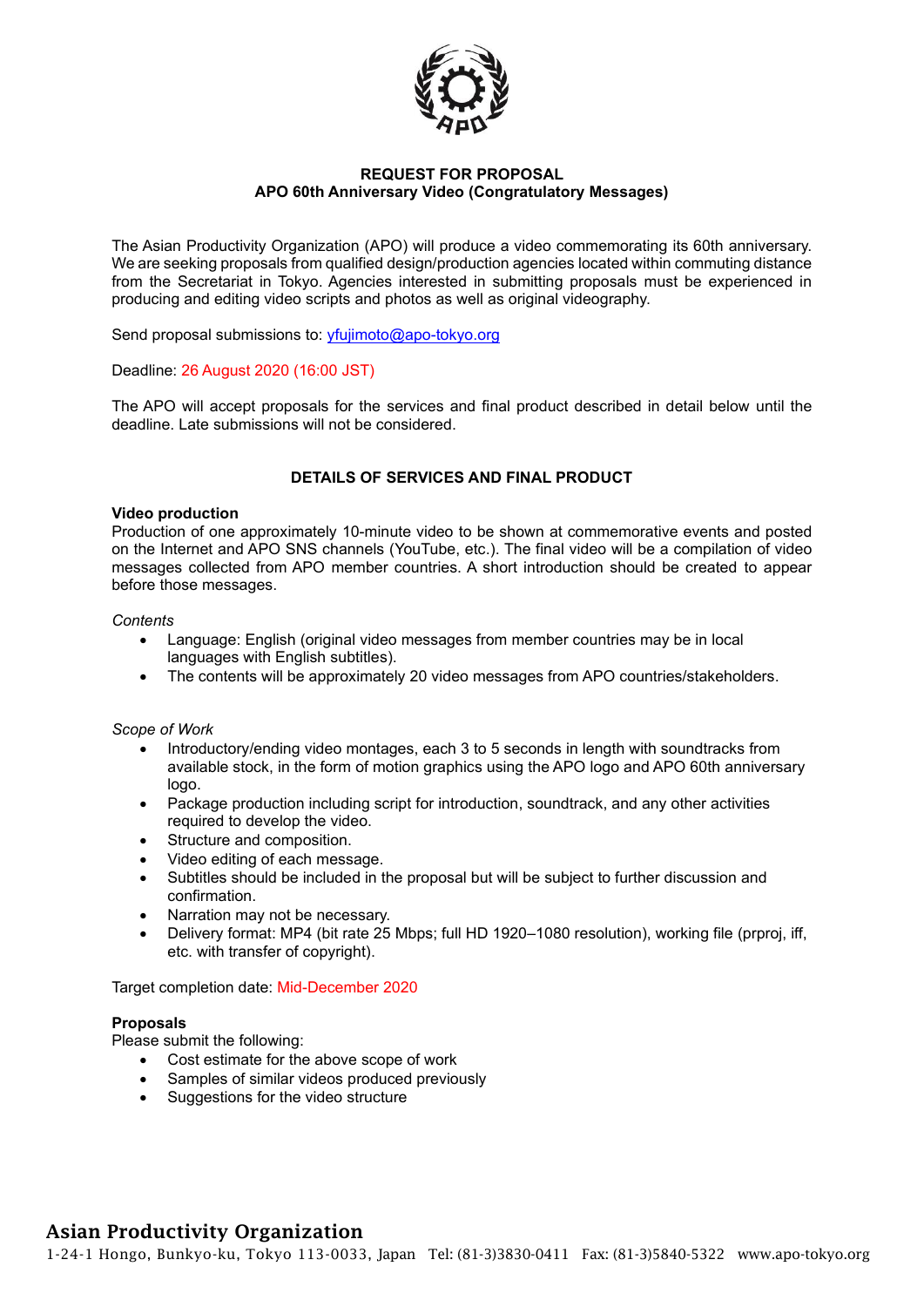**REQUEST FOR PROPOSAL**
**APO 60th Anniversary Video (Congratulatory Messages)**

The Asian Productivity Organization (APO) will produce a video commemorating its 60th anniversary. We are seeking proposals from qualified design/production agencies located within commuting distance from the Secretariat in Tokyo. Agencies interested in submitting proposals must be experienced in producing and editing video scripts and photos as well as original videography.

Send proposal submissions to: yfujimoto@apo-tokyo.org

Deadline: 26 August 2020 (16:00 JST)

The APO will accept proposals for the services and final product described in detail below until the deadline. Late submissions will not be considered.

## DETAILS OF SERVICES AND FINAL PRODUCT

**Video production**
Production of one approximately 10-minute video to be shown at commemorative events and posted on the Internet and APO SNS channels (YouTube, etc.). The final video will be a compilation of video messages collected from APO member countries. A short introduction should be created to appear before those messages.

*Contents*

- Language: English (original video messages from member countries may be in local languages with English subtitles).
- The contents will be approximately 20 video messages from APO countries/stakeholders.

*Scope of Work*

- Introductory/ending video montages, each 3 to 5 seconds in length with soundtracks from available stock, in the form of motion graphics using the APO logo and APO 60th anniversary logo.
- Package production including script for introduction, soundtrack, and any other activities required to develop the video.
- Structure and composition.
- Video editing of each message.
- Subtitles should be included in the proposal but will be subject to further discussion and confirmation.
- Narration may not be necessary.
- Delivery format: MP4 (bit rate 25 Mbps; full HD 1920–1080 resolution), working file (prproj, iff, etc. with transfer of copyright).

Target completion date: Mid-December 2020

**Proposals**
Please submit the following:

- Cost estimate for the above scope of work
- Samples of similar videos produced previously
- Suggestions for the video structure

**Asian Productivity Organization**
1-24-1 Hongo, Bunkyo-ku, Tokyo 113-0033, Japan Tel: (81-3)3830-0411 Fax: (81-3)5840-5322 www.apo-tokyo.org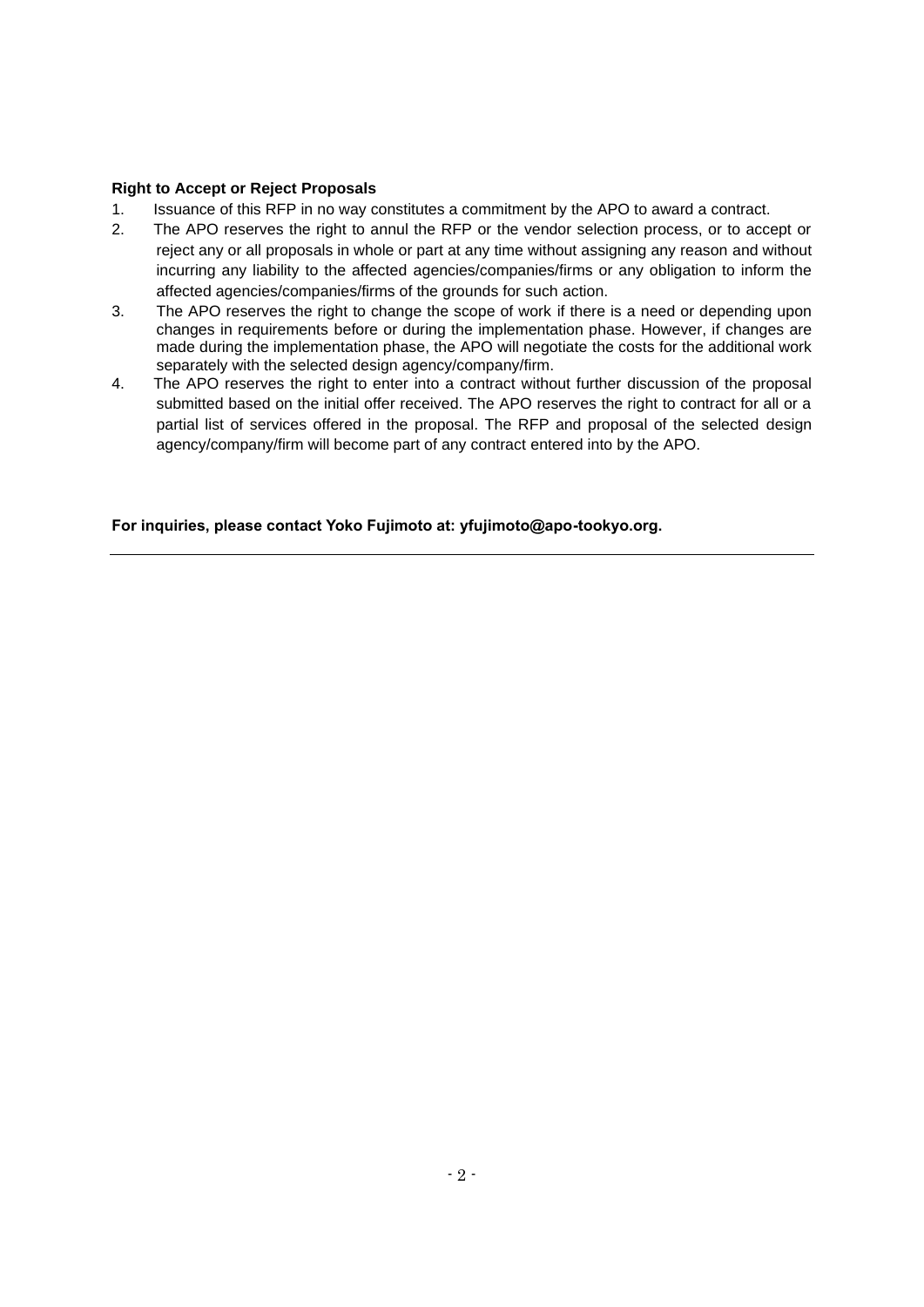**Right to Accept or Reject Proposals**

1. Issuance of this RFP in no way constitutes a commitment by the APO to award a contract.
2. The APO reserves the right to annul the RFP or the vendor selection process, or to accept or reject any or all proposals in whole or part at any time without assigning any reason and without incurring any liability to the affected agencies/companies/firms or any obligation to inform the affected agencies/companies/firms of the grounds for such action.
3. The APO reserves the right to change the scope of work if there is a need or depending upon changes in requirements before or during the implementation phase. However, if changes are made during the implementation phase, the APO will negotiate the costs for the additional work separately with the selected design agency/company/firm.
4. The APO reserves the right to enter into a contract without further discussion of the proposal submitted based on the initial offer received. The APO reserves the right to contract for all or a partial list of services offered in the proposal. The RFP and proposal of the selected design agency/company/firm will become part of any contract entered into by the APO.

**For inquiries, please contact Yoko Fujimoto at: yfujimoto@apo-tookyo.org.**

---